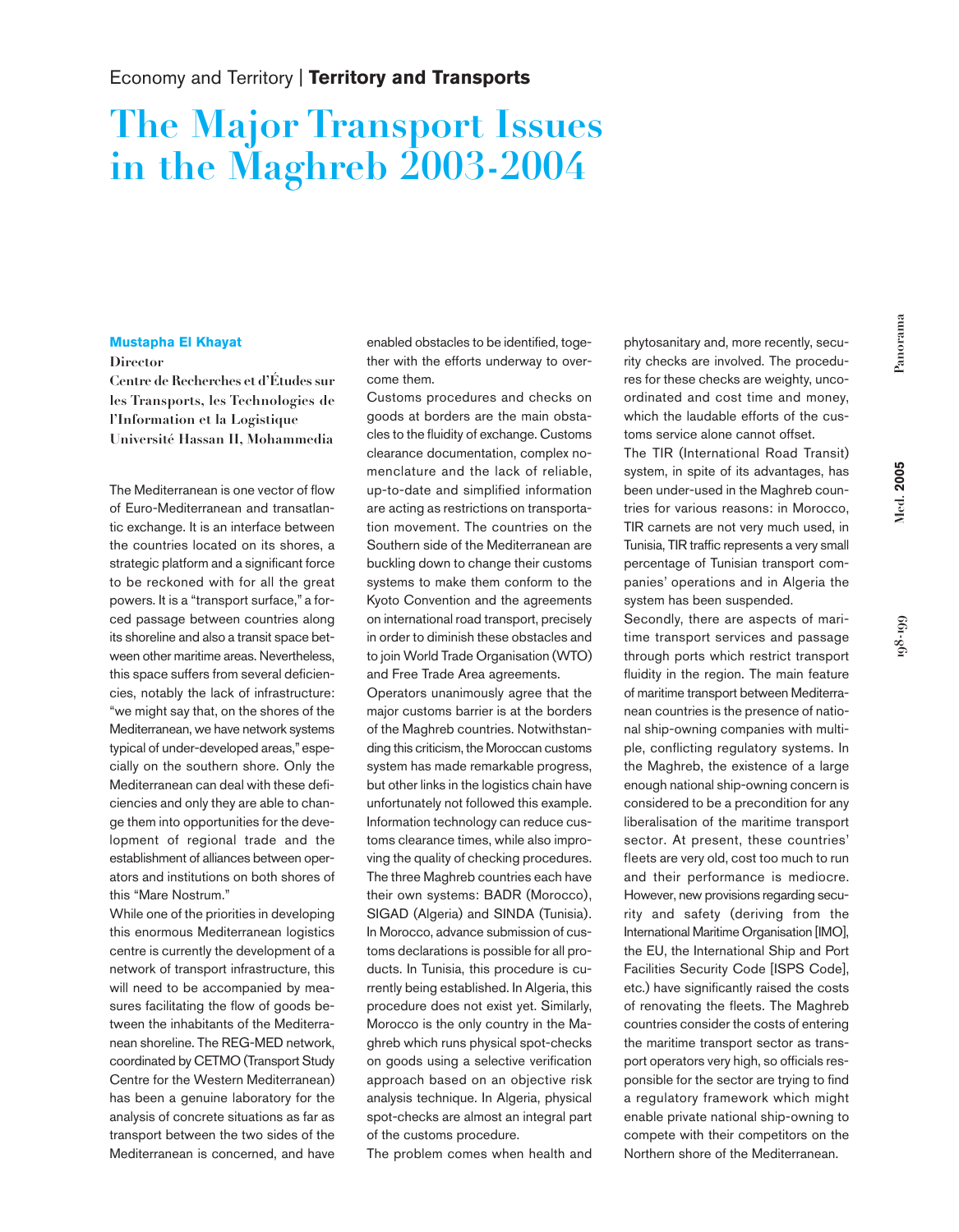Economy and Territory | **Territory and Transports**

# The Major Transport Issues in the Maghreb 2003-2004

**Mustapha El Khayat**

Director

Centre de Recherches et d'Études sur les Transports, les Technologies de l'Information et la Logistique

Université Hassan II, Mohammedia

The Mediterranean is one vector of flow of Euro-Mediterranean and transatlantic exchange. It is an interface between the countries located on its shores, a strategic platform and a significant force to be reckoned with for all the great powers. It is a "transport surface," a forced passage between countries along its shoreline and also a transit space between other maritime areas. Nevertheless, this space suffers from several deficiencies, notably the lack of infrastructure: "we might say that, on the shores of the Mediterranean, we have network systems typical of under-developed areas," especially on the southern shore. Only the Mediterranean can deal with these deficiencies and only they are able to change them into opportunities for the development of regional trade and the establishment of alliances between operators and institutions on both shores of this "Mare Nostrum."

While one of the priorities in developing this enormous Mediterranean logistics centre is currently the development of a network of transport infrastructure, this will need to be accompanied by measures facilitating the flow of goods between the inhabitants of the Mediterranean shoreline. The REG-MED network, coordinated by CETMO (Transport Study Centre for the Western Mediterranean) has been a genuine laboratory for the analysis of concrete situations as far as transport between the two sides of the Mediterranean is concerned, and have enabled obstacles to be identified, together with the efforts underway to overcome them.

Customs procedures and checks on goods at borders are the main obstacles to the fluidity of exchange. Customs clearance documentation, complex nomenclature and the lack of reliable, up-to-date and simplified information are acting as restrictions on transportation movement. The countries on the Southern side of the Mediterranean are buckling down to change their customs systems to make them conform to the Kyoto Convention and the agreements on international road transport, precisely in order to diminish these obstacles and to join World Trade Organisation (WTO) and Free Trade Area agreements.

Operators unanimously agree that the major customs barrier is at the borders of the Maghreb countries. Notwithstanding this criticism, the Moroccan customs system has made remarkable progress, but other links in the logistics chain have unfortunately not followed this example. Information technology can reduce customs clearance times, while also improving the quality of checking procedures. The three Maghreb countries each have their own systems: BADR (Morocco), SIGAD (Algeria) and SINDA (Tunisia). In Morocco, advance submission of customs declarations is possible for all products. In Tunisia, this procedure is currently being established. In Algeria, this procedure does not exist yet. Similarly, Morocco is the only country in the Maghreb which runs physical spot-checks on goods using a selective verification approach based on an objective risk analysis technique. In Algeria, physical spot-checks are almost an integral part of the customs procedure.

The problem comes when health and phytosanitary and, more recently, security checks are involved. The procedures for these checks are weighty, uncoordinated and cost time and money, which the laudable efforts of the customs service alone cannot offset.

The TIR (International Road Transit) system, in spite of its advantages, has been under-used in the Maghreb countries for various reasons: in Morocco, TIR carnets are not very much used, in Tunisia, TIR traffic represents a very small percentage of Tunisian transport companies' operations and in Algeria the system has been suspended.

Secondly, there are aspects of maritime transport services and passage through ports which restrict transport fluidity in the region. The main feature of maritime transport between Mediterranean countries is the presence of national ship-owning companies with multiple, conflicting regulatory systems. In the Maghreb, the existence of a large enough national ship-owning concern is considered to be a precondition for any liberalisation of the maritime transport sector. At present, these countries' fleets are very old, cost too much to run and their performance is mediocre. However, new provisions regarding security and safety (deriving from the International Maritime Organisation [IMO], the EU, the International Ship and Port Facilities Security Code [ISPS Code], etc.) have significantly raised the costs of renovating the fleets. The Maghreb countries consider the costs of entering the maritime transport sector as transport operators very high, so officials responsible for the sector are trying to find a regulatory framework which might enable private national ship-owning to compete with their competitors on the Northern shore of the Mediterranean.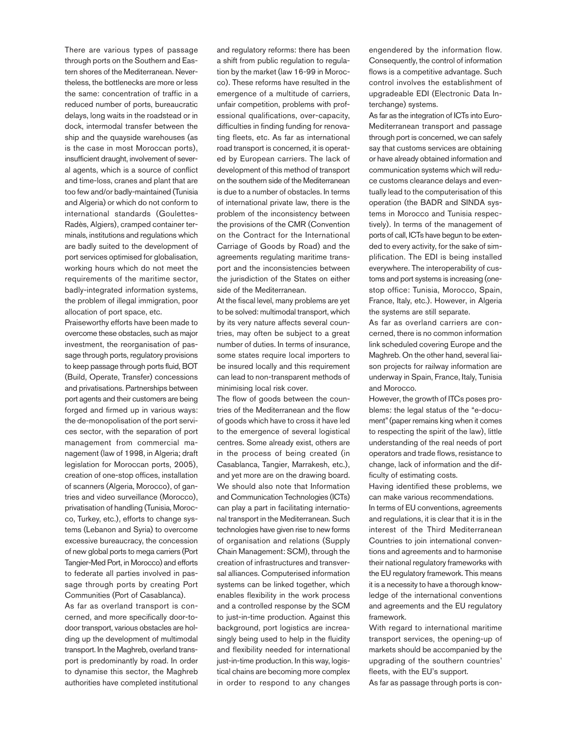There are various types of passage through ports on the Southern and Eastern shores of the Mediterranean. Nevertheless, the bottlenecks are more or less the same: concentration of traffic in a reduced number of ports, bureaucratic delays, long waits in the roadstead or in dock, intermodal transfer between the ship and the quayside warehouses (as is the case in most Moroccan ports), insufficient draught, involvement of several agents, which is a source of conflict and time-loss, cranes and plant that are too few and/or badly-maintained (Tunisia and Algeria) or which do not conform to international standards (Goulettes-Radès, Algiers), cramped container terminals, institutions and regulations which are badly suited to the development of port services optimised for globalisation, working hours which do not meet the requirements of the maritime sector, badly-integrated information systems, the problem of illegal immigration, poor allocation of port space, etc.

Praiseworthy efforts have been made to overcome these obstacles, such as major investment, the reorganisation of passage through ports, regulatory provisions to keep passage through ports fluid, BOT (Build, Operate, Transfer) concessions and privatisations. Partnerships between port agents and their customers are being forged and firmed up in various ways: the de-monopolisation of the port services sector, with the separation of port management from commercial management (law of 1998, in Algeria; draft legislation for Moroccan ports, 2005), creation of one-stop offices, installation of scanners (Algeria, Morocco), of gantries and video surveillance (Morocco), privatisation of handling (Tunisia, Morocco, Turkey, etc.), efforts to change systems (Lebanon and Syria) to overcome excessive bureaucracy, the concession of new global ports to mega carriers (Port Tangier-Med Port, in Morocco) and efforts to federate all parties involved in passage through ports by creating Port Communities (Port of Casablanca).

As far as overland transport is concerned, and more specifically door-to-door transport, various obstacles are holding up the development of multimodal transport. In the Maghreb, overland transport is predominantly by road. In order to dynamise this sector, the Maghreb authorities have completed institutional and regulatory reforms: there has been a shift from public regulation to regulation by the market (law 16-99 in Morocco). These reforms have resulted in the emergence of a multitude of carriers, unfair competition, problems with professional qualifications, over-capacity, difficulties in finding funding for renovating fleets, etc. As far as international road transport is concerned, it is operated by European carriers. The lack of development of this method of transport on the southern side of the Mediterranean is due to a number of obstacles. In terms of international private law, there is the problem of the inconsistency between the provisions of the CMR (Convention on the Contract for the International Carriage of Goods by Road) and the agreements regulating maritime transport and the inconsistencies between the jurisdiction of the States on either side of the Mediterranean.

At the fiscal level, many problems are yet to be solved: multimodal transport, which by its very nature affects several countries, may often be subject to a great number of duties. In terms of insurance, some states require local importers to be insured locally and this requirement can lead to non-transparent methods of minimising local risk cover.

The flow of goods between the countries of the Mediterranean and the flow of goods which have to cross it have led to the emergence of several logistical centres. Some already exist, others are in the process of being created (in Casablanca, Tangier, Marrakesh, etc.), and yet more are on the drawing board.

We should also note that Information and Communication Technologies (ICTs) can play a part in facilitating international transport in the Mediterranean. Such technologies have given rise to new forms of organisation and relations (Supply Chain Management: SCM), through the creation of infrastructures and transversal alliances. Computerised information systems can be linked together, which enables flexibility in the work process and a controlled response by the SCM to just-in-time production. Against this background, port logistics are increasingly being used to help in the fluidity and flexibility needed for international just-in-time production. In this way, logistical chains are becoming more complex in order to respond to any changes engendered by the information flow. Consequently, the control of information flows is a competitive advantage. Such control involves the establishment of upgradeable EDI (Electronic Data Interchange) systems.

As far as the integration of ICTs into Euro-Mediterranean transport and passage through port is concerned, we can safely say that customs services are obtaining or have already obtained information and communication systems which will reduce customs clearance delays and eventually lead to the computerisation of this operation (the BADR and SINDA systems in Morocco and Tunisia respectively). In terms of the management of ports of call, ICTs have begun to be extended to every activity, for the sake of simplification. The EDI is being installed everywhere. The interoperability of customs and port systems is increasing (one-stop office: Tunisia, Morocco, Spain, France, Italy, etc.). However, in Algeria the systems are still separate.

As far as overland carriers are concerned, there is no common information link scheduled covering Europe and the Maghreb. On the other hand, several liaison projects for railway information are underway in Spain, France, Italy, Tunisia and Morocco.

However, the growth of ITCs poses problems: the legal status of the "e-document" (paper remains king when it comes to respecting the spirit of the law), little understanding of the real needs of port operators and trade flows, resistance to change, lack of information and the difficulty of estimating costs.

Having identified these problems, we can make various recommendations.

In terms of EU conventions, agreements and regulations, it is clear that it is in the interest of the Third Mediterranean Countries to join international conventions and agreements and to harmonise their national regulatory frameworks with the EU regulatory framework. This means it is a necessity to have a thorough knowledge of the international conventions and agreements and the EU regulatory framework.

With regard to international maritime transport services, the opening-up of markets should be accompanied by the upgrading of the southern countries' fleets, with the EU's support.

As far as passage through ports is con-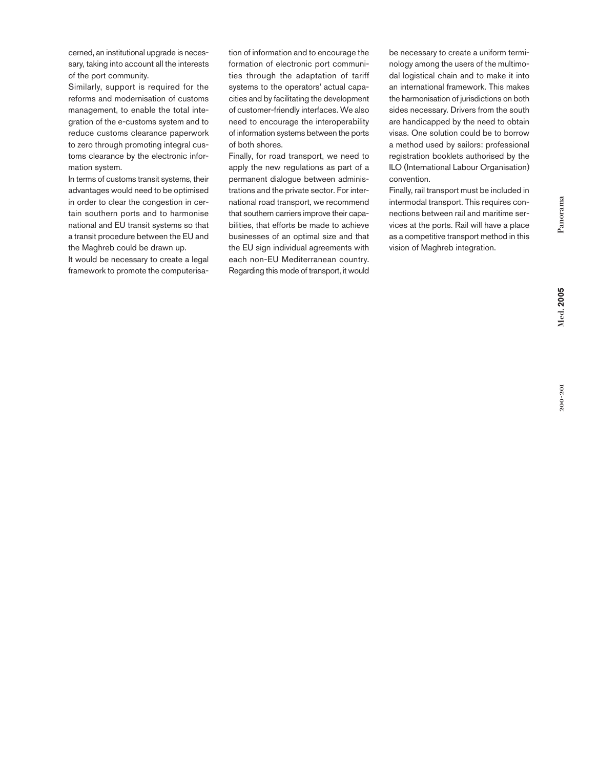cerned, an institutional upgrade is necessary, taking into account all the interests of the port community.

Similarly, support is required for the reforms and modernisation of customs management, to enable the total integration of the e-customs system and to reduce customs clearance paperwork to zero through promoting integral customs clearance by the electronic information system.

In terms of customs transit systems, their advantages would need to be optimised in order to clear the congestion in certain southern ports and to harmonise national and EU transit systems so that a transit procedure between the EU and the Maghreb could be drawn up.

It would be necessary to create a legal framework to promote the computerisation of information and to encourage the formation of electronic port communities through the adaptation of tariff systems to the operators' actual capacities and by facilitating the development of customer-friendly interfaces. We also need to encourage the interoperability of information systems between the ports of both shores.

Finally, for road transport, we need to apply the new regulations as part of a permanent dialogue between administrations and the private sector. For international road transport, we recommend that southern carriers improve their capabilities, that efforts be made to achieve businesses of an optimal size and that the EU sign individual agreements with each non-EU Mediterranean country. Regarding this mode of transport, it would be necessary to create a uniform terminology among the users of the multimodal logistical chain and to make it into an international framework. This makes the harmonisation of jurisdictions on both sides necessary. Drivers from the south are handicapped by the need to obtain visas. One solution could be to borrow a method used by sailors: professional registration booklets authorised by the ILO (International Labour Organisation) convention.

Finally, rail transport must be included in intermodal transport. This requires connections between rail and maritime services at the ports. Rail will have a place as a competitive transport method in this vision of Maghreb integration.